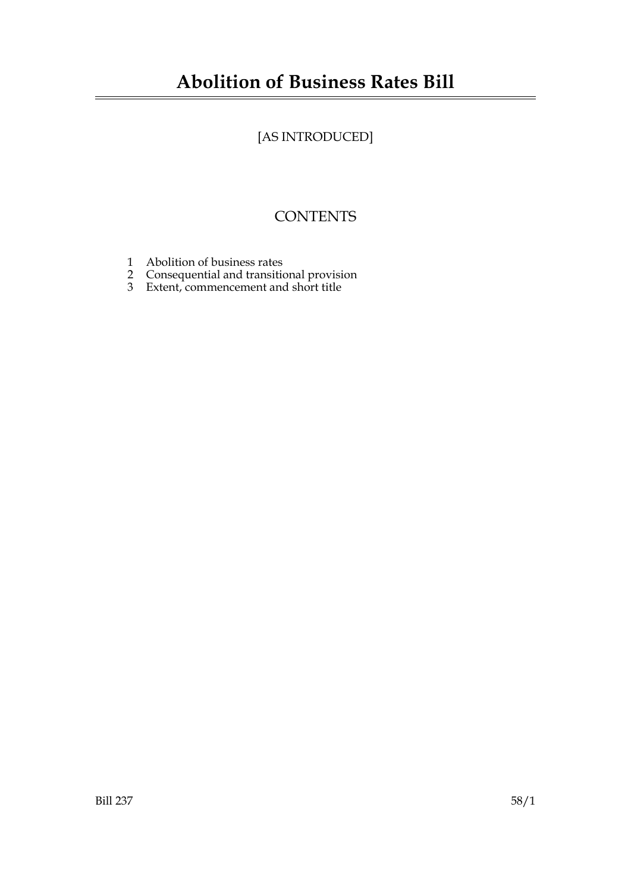# Abolition of Business Rates Bill

[AS INTRODUCED]

## CONTENTS

1 Abolition of business rates
2 Consequential and transitional provision
3 Extent, commencement and short title

Bill 237 58/1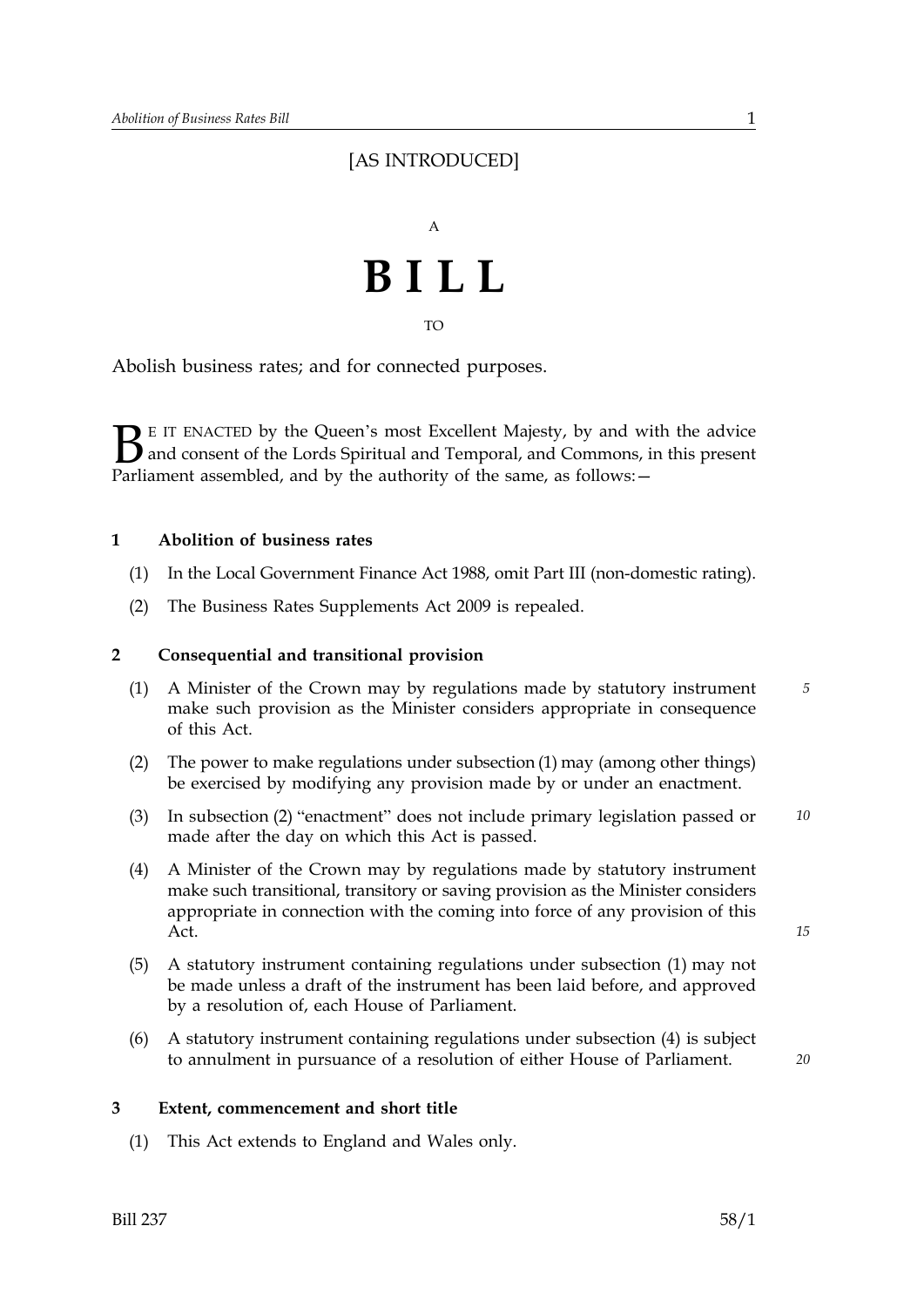[AS INTRODUCED]

A

# B I L L

TO

Abolish business rates; and for connected purposes.

BE IT ENACTED by the Queen's most Excellent Majesty, by and with the advice and consent of the Lords Spiritual and Temporal, and Commons, in this present Parliament assembled, and by the authority of the same, as follows:—

### 1 Abolition of business rates

(1) In the Local Government Finance Act 1988, omit Part III (non-domestic rating).

(2) The Business Rates Supplements Act 2009 is repealed.

### 2 Consequential and transitional provision

(1) A Minister of the Crown may by regulations made by statutory instrument make such provision as the Minister considers appropriate in consequence of this Act.

(2) The power to make regulations under subsection (1) may (among other things) be exercised by modifying any provision made by or under an enactment.

(3) In subsection (2) "enactment" does not include primary legislation passed or made after the day on which this Act is passed.

(4) A Minister of the Crown may by regulations made by statutory instrument make such transitional, transitory or saving provision as the Minister considers appropriate in connection with the coming into force of any provision of this Act.

(5) A statutory instrument containing regulations under subsection (1) may not be made unless a draft of the instrument has been laid before, and approved by a resolution of, each House of Parliament.

(6) A statutory instrument containing regulations under subsection (4) is subject to annulment in pursuance of a resolution of either House of Parliament.

### 3 Extent, commencement and short title

(1) This Act extends to England and Wales only.

Bill 237 58/1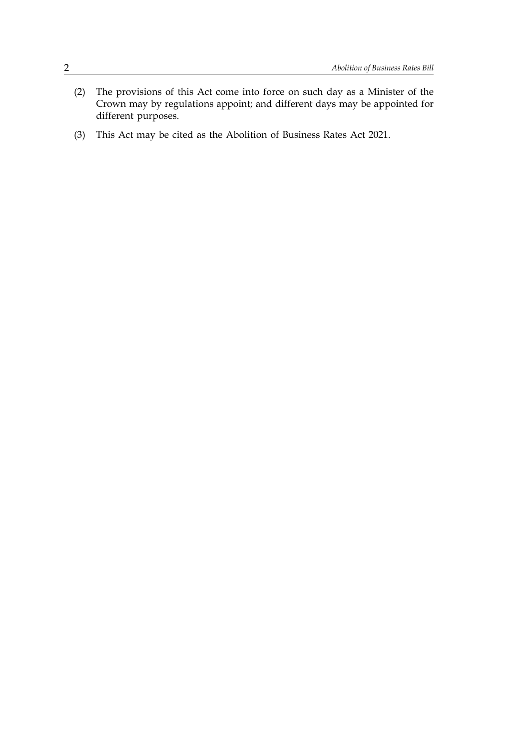(2) The provisions of this Act come into force on such day as a Minister of the Crown may by regulations appoint; and different days may be appointed for different purposes.

(3) This Act may be cited as the Abolition of Business Rates Act 2021.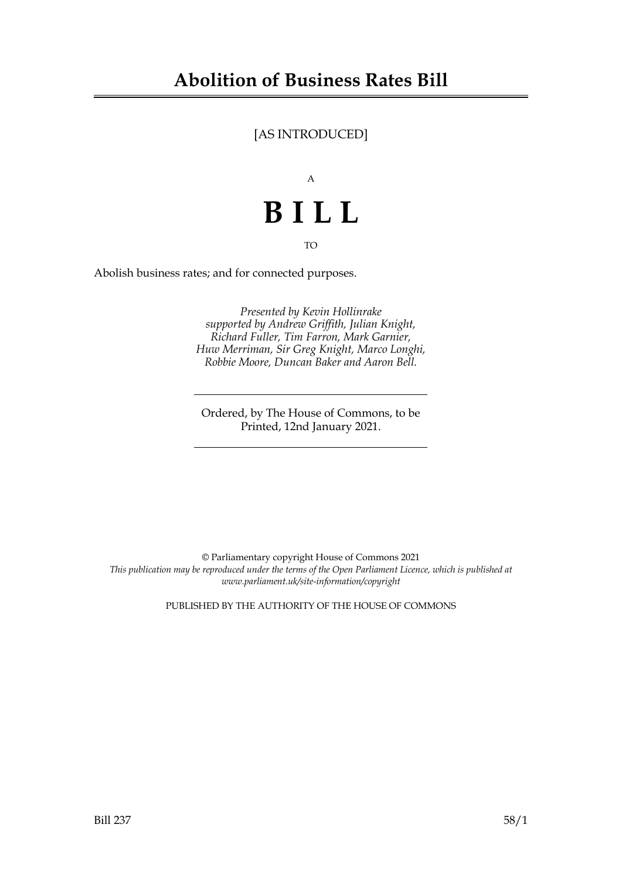# Abolition of Business Rates Bill

[AS INTRODUCED]

A

# B I L L

TO

Abolish business rates; and for connected purposes.

*Presented by Kevin Hollinrake supported by Andrew Griffith, Julian Knight, Richard Fuller, Tim Farron, Mark Garnier, Huw Merriman, Sir Greg Knight, Marco Longhi, Robbie Moore, Duncan Baker and Aaron Bell.*

---

Ordered, by The House of Commons, to be Printed, 12nd January 2021.

---

© Parliamentary copyright House of Commons 2021
*This publication may be reproduced under the terms of the Open Parliament Licence, which is published at www.parliament.uk/site-information/copyright*

PUBLISHED BY THE AUTHORITY OF THE HOUSE OF COMMONS

Bill 237 58/1